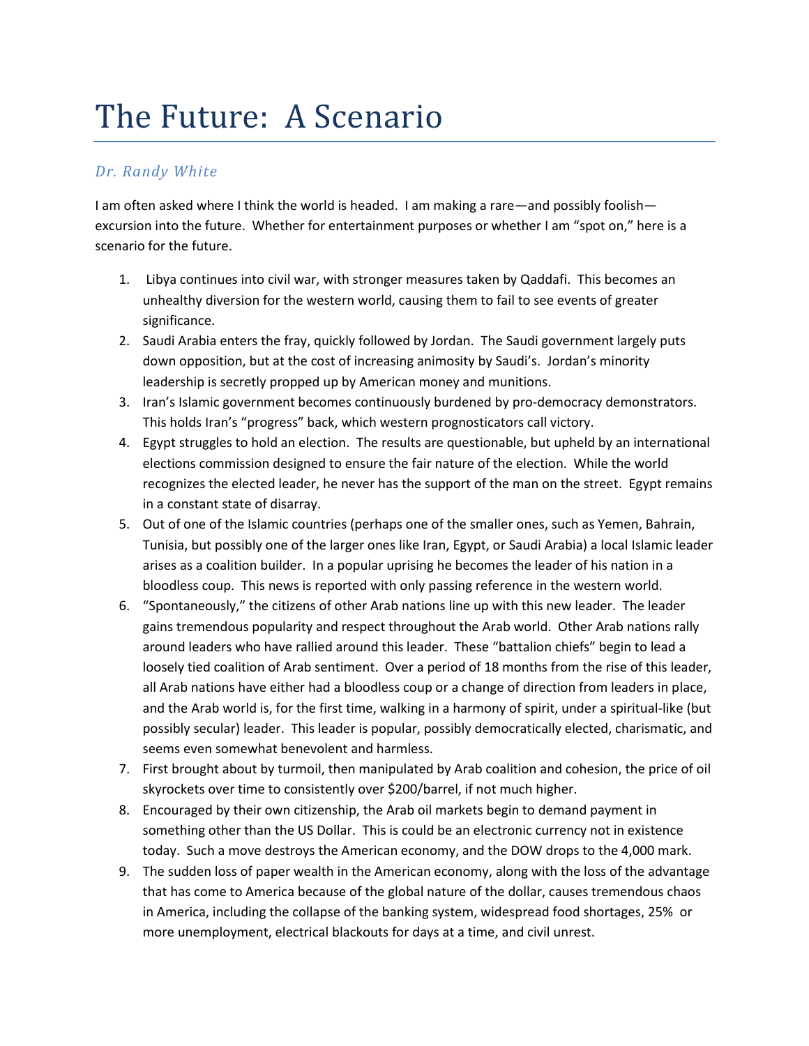# The Future: A Scenario

*Dr. Randy White*

I am often asked where I think the world is headed. I am making a rare—and possibly foolish—excursion into the future. Whether for entertainment purposes or whether I am "spot on," here is a scenario for the future.

1. Libya continues into civil war, with stronger measures taken by Qaddafi. This becomes an unhealthy diversion for the western world, causing them to fail to see events of greater significance.
2. Saudi Arabia enters the fray, quickly followed by Jordan. The Saudi government largely puts down opposition, but at the cost of increasing animosity by Saudi's. Jordan's minority leadership is secretly propped up by American money and munitions.
3. Iran's Islamic government becomes continuously burdened by pro-democracy demonstrators. This holds Iran's "progress" back, which western prognosticators call victory.
4. Egypt struggles to hold an election. The results are questionable, but upheld by an international elections commission designed to ensure the fair nature of the election. While the world recognizes the elected leader, he never has the support of the man on the street. Egypt remains in a constant state of disarray.
5. Out of one of the Islamic countries (perhaps one of the smaller ones, such as Yemen, Bahrain, Tunisia, but possibly one of the larger ones like Iran, Egypt, or Saudi Arabia) a local Islamic leader arises as a coalition builder. In a popular uprising he becomes the leader of his nation in a bloodless coup. This news is reported with only passing reference in the western world.
6. "Spontaneously," the citizens of other Arab nations line up with this new leader. The leader gains tremendous popularity and respect throughout the Arab world. Other Arab nations rally around leaders who have rallied around this leader. These "battalion chiefs" begin to lead a loosely tied coalition of Arab sentiment. Over a period of 18 months from the rise of this leader, all Arab nations have either had a bloodless coup or a change of direction from leaders in place, and the Arab world is, for the first time, walking in a harmony of spirit, under a spiritual-like (but possibly secular) leader. This leader is popular, possibly democratically elected, charismatic, and seems even somewhat benevolent and harmless.
7. First brought about by turmoil, then manipulated by Arab coalition and cohesion, the price of oil skyrockets over time to consistently over $200/barrel, if not much higher.
8. Encouraged by their own citizenship, the Arab oil markets begin to demand payment in something other than the US Dollar. This is could be an electronic currency not in existence today. Such a move destroys the American economy, and the DOW drops to the 4,000 mark.
9. The sudden loss of paper wealth in the American economy, along with the loss of the advantage that has come to America because of the global nature of the dollar, causes tremendous chaos in America, including the collapse of the banking system, widespread food shortages, 25% or more unemployment, electrical blackouts for days at a time, and civil unrest.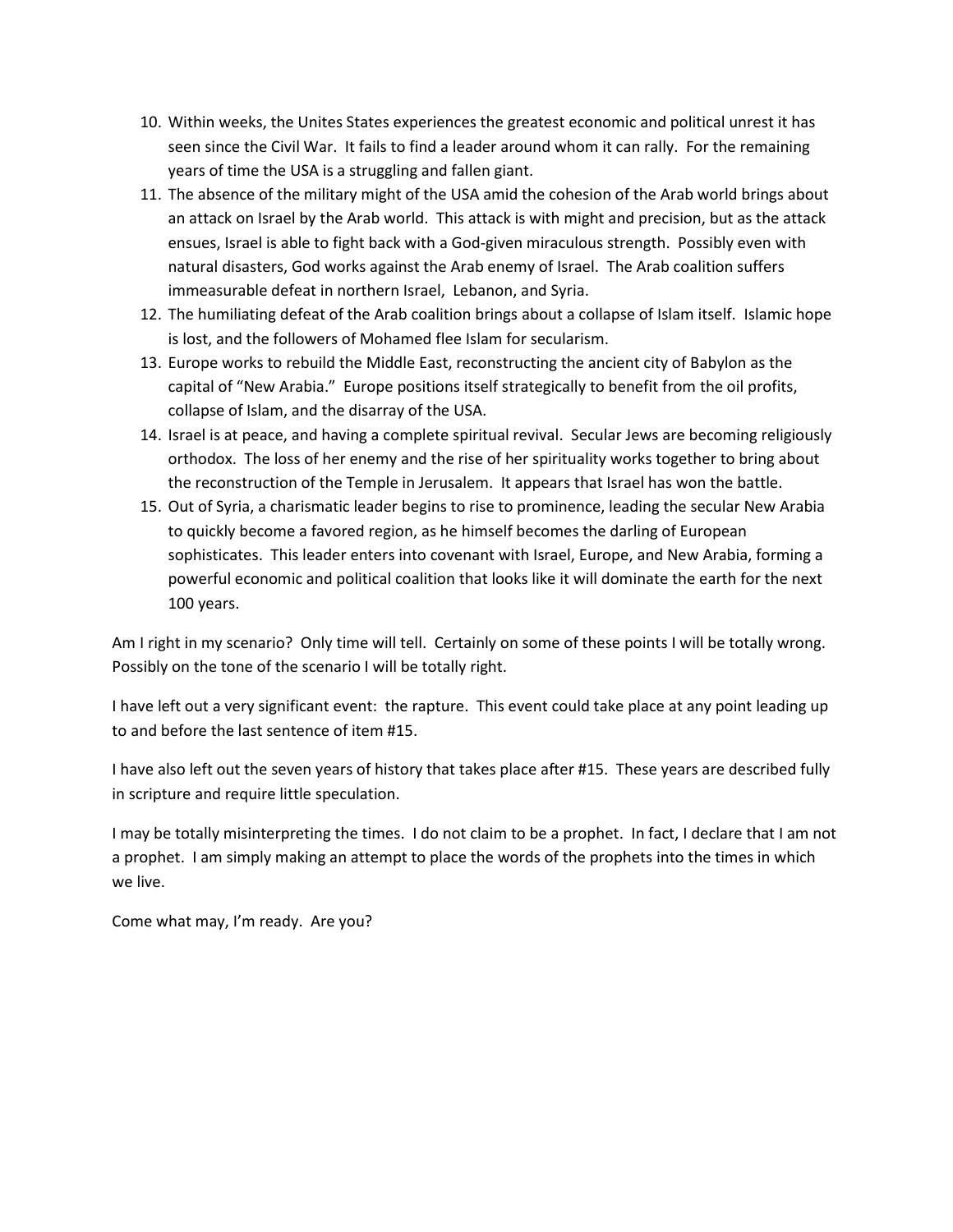10. Within weeks, the Unites States experiences the greatest economic and political unrest it has seen since the Civil War. It fails to find a leader around whom it can rally. For the remaining years of time the USA is a struggling and fallen giant.
11. The absence of the military might of the USA amid the cohesion of the Arab world brings about an attack on Israel by the Arab world. This attack is with might and precision, but as the attack ensues, Israel is able to fight back with a God-given miraculous strength. Possibly even with natural disasters, God works against the Arab enemy of Israel. The Arab coalition suffers immeasurable defeat in northern Israel, Lebanon, and Syria.
12. The humiliating defeat of the Arab coalition brings about a collapse of Islam itself. Islamic hope is lost, and the followers of Mohamed flee Islam for secularism.
13. Europe works to rebuild the Middle East, reconstructing the ancient city of Babylon as the capital of "New Arabia." Europe positions itself strategically to benefit from the oil profits, collapse of Islam, and the disarray of the USA.
14. Israel is at peace, and having a complete spiritual revival. Secular Jews are becoming religiously orthodox. The loss of her enemy and the rise of her spirituality works together to bring about the reconstruction of the Temple in Jerusalem. It appears that Israel has won the battle.
15. Out of Syria, a charismatic leader begins to rise to prominence, leading the secular New Arabia to quickly become a favored region, as he himself becomes the darling of European sophisticates. This leader enters into covenant with Israel, Europe, and New Arabia, forming a powerful economic and political coalition that looks like it will dominate the earth for the next 100 years.

Am I right in my scenario? Only time will tell. Certainly on some of these points I will be totally wrong. Possibly on the tone of the scenario I will be totally right.

I have left out a very significant event: the rapture. This event could take place at any point leading up to and before the last sentence of item #15.

I have also left out the seven years of history that takes place after #15. These years are described fully in scripture and require little speculation.

I may be totally misinterpreting the times. I do not claim to be a prophet. In fact, I declare that I am not a prophet. I am simply making an attempt to place the words of the prophets into the times in which we live.

Come what may, I'm ready. Are you?